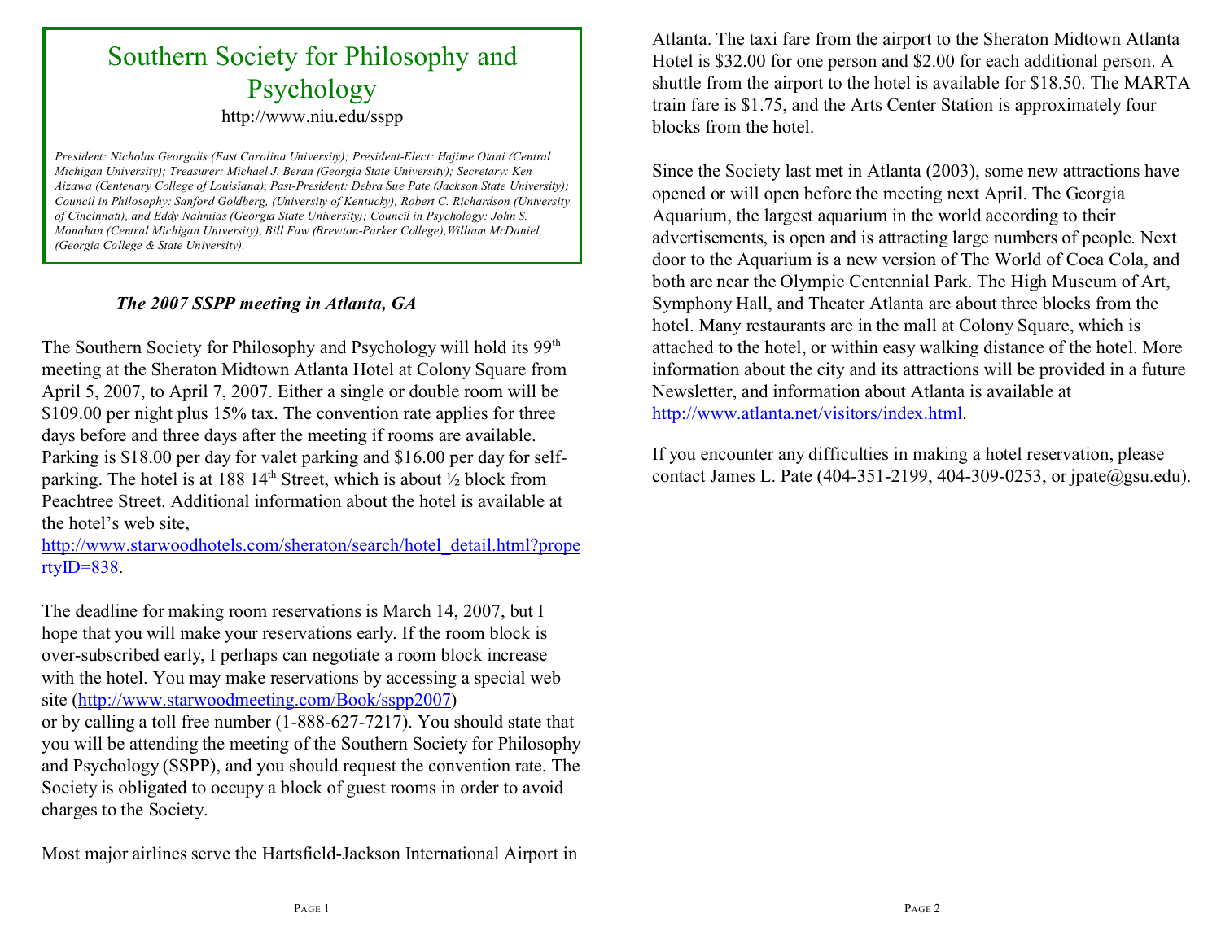# Southern Society for Philosophy and Psychology

http://www.niu.edu/sspp

*President: Nicholas Georgalis (East Carolina University); President-Elect: Hajime Otani (Central Michigan University); Treasurer: Michael J. Beran (Georgia State University); Secretary: Ken Aizawa (Centenary College of Louisiana); Past-President: Debra Sue Pate (Jackson State University); Council in Philosophy: Sanford Goldberg, (University of Kentucky), Robert C. Richardson (University of Cincinnati), and Eddy Nahmias (Georgia State University); Council in Psychology: John S. Monahan (Central Michigan University), Bill Faw (Brewton-Parker College),William McDaniel, (Georgia College & State University).*

## *The 2007 SSPP meeting in Atlanta, GA*

The Southern Society for Philosophy and Psychology will hold its 99th meeting at the Sheraton Midtown Atlanta Hotel at Colony Square from April 5, 2007, to April 7, 2007. Either a single or double room will be $109.00 per night plus 15% tax. The convention rate applies for three days before and three days after the meeting if rooms are available. Parking is $18.00 per day for valet parking and $16.00 per day for self-parking. The hotel is at 188 14th Street, which is about ½ block from Peachtree Street. Additional information about the hotel is available at the hotel's web site, http://www.starwoodhotels.com/sheraton/search/hotel_detail.html?propertyID=838.

The deadline for making room reservations is March 14, 2007, but I hope that you will make your reservations early. If the room block is over-subscribed early, I perhaps can negotiate a room block increase with the hotel. You may make reservations by accessing a special web site (http://www.starwoodmeeting.com/Book/sspp2007) or by calling a toll free number (1-888-627-7217). You should state that you will be attending the meeting of the Southern Society for Philosophy and Psychology (SSPP), and you should request the convention rate. The Society is obligated to occupy a block of guest rooms in order to avoid charges to the Society.

Most major airlines serve the Hartsfield-Jackson International Airport in Atlanta. The taxi fare from the airport to the Sheraton Midtown Atlanta Hotel is $32.00 for one person and $2.00 for each additional person. A shuttle from the airport to the hotel is available for $18.50. The MARTA train fare is $1.75, and the Arts Center Station is approximately four blocks from the hotel.

Since the Society last met in Atlanta (2003), some new attractions have opened or will open before the meeting next April. The Georgia Aquarium, the largest aquarium in the world according to their advertisements, is open and is attracting large numbers of people. Next door to the Aquarium is a new version of The World of Coca Cola, and both are near the Olympic Centennial Park. The High Museum of Art, Symphony Hall, and Theater Atlanta are about three blocks from the hotel. Many restaurants are in the mall at Colony Square, which is attached to the hotel, or within easy walking distance of the hotel. More information about the city and its attractions will be provided in a future Newsletter, and information about Atlanta is available at http://www.atlanta.net/visitors/index.html.

If you encounter any difficulties in making a hotel reservation, please contact James L. Pate (404-351-2199, 404-309-0253, or jpate@gsu.edu).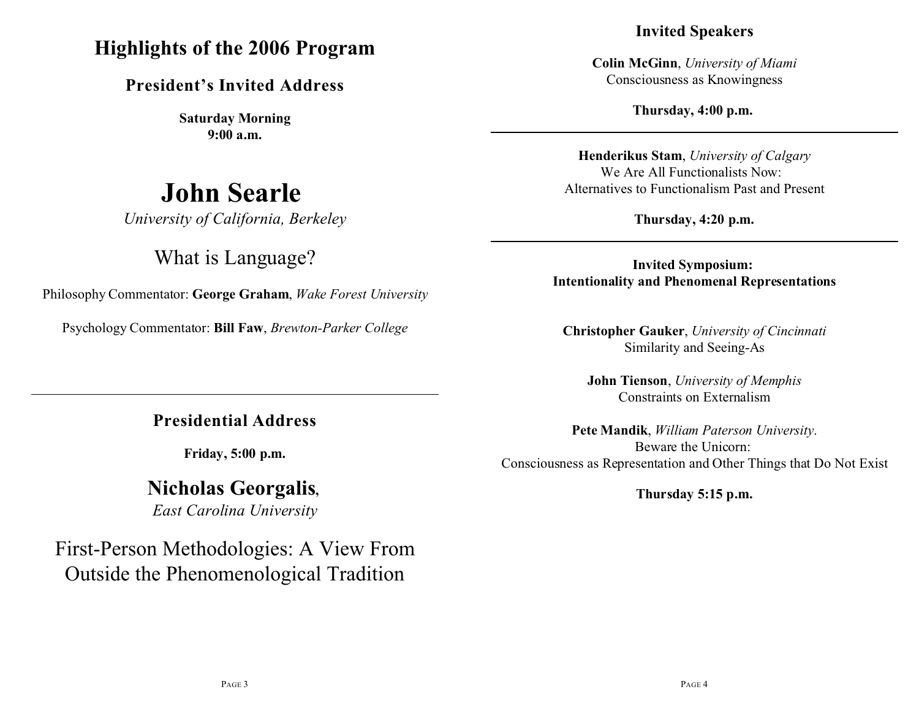# Highlights of the 2006 Program

## President's Invited Address

**Saturday Morning**
**9:00 a.m.**

# John Searle

*University of California, Berkeley*

## What is Language?

Philosophy Commentator: **George Graham**, *Wake Forest University*

Psychology Commentator: **Bill Faw**, *Brewton-Parker College*

---

## Presidential Address

**Friday, 5:00 p.m.**

# Nicholas Georgalis,

*East Carolina University*

## First-Person Methodologies: A View From Outside the Phenomenological Tradition

## Invited Speakers

**Colin McGinn**, *University of Miami*
Consciousness as Knowingness

**Thursday, 4:00 p.m.**

---

**Henderikus Stam**, *University of Calgary*
We Are All Functionalists Now:
Alternatives to Functionalism Past and Present

**Thursday, 4:20 p.m.**

---

**Invited Symposium:**
**Intentionality and Phenomenal Representations**

**Christopher Gauker**, *University of Cincinnati*
Similarity and Seeing-As

**John Tienson**, *University of Memphis*
Constraints on Externalism

**Pete Mandik**, *William Paterson University*.
Beware the Unicorn:
Consciousness as Representation and Other Things that Do Not Exist

**Thursday 5:15 p.m.**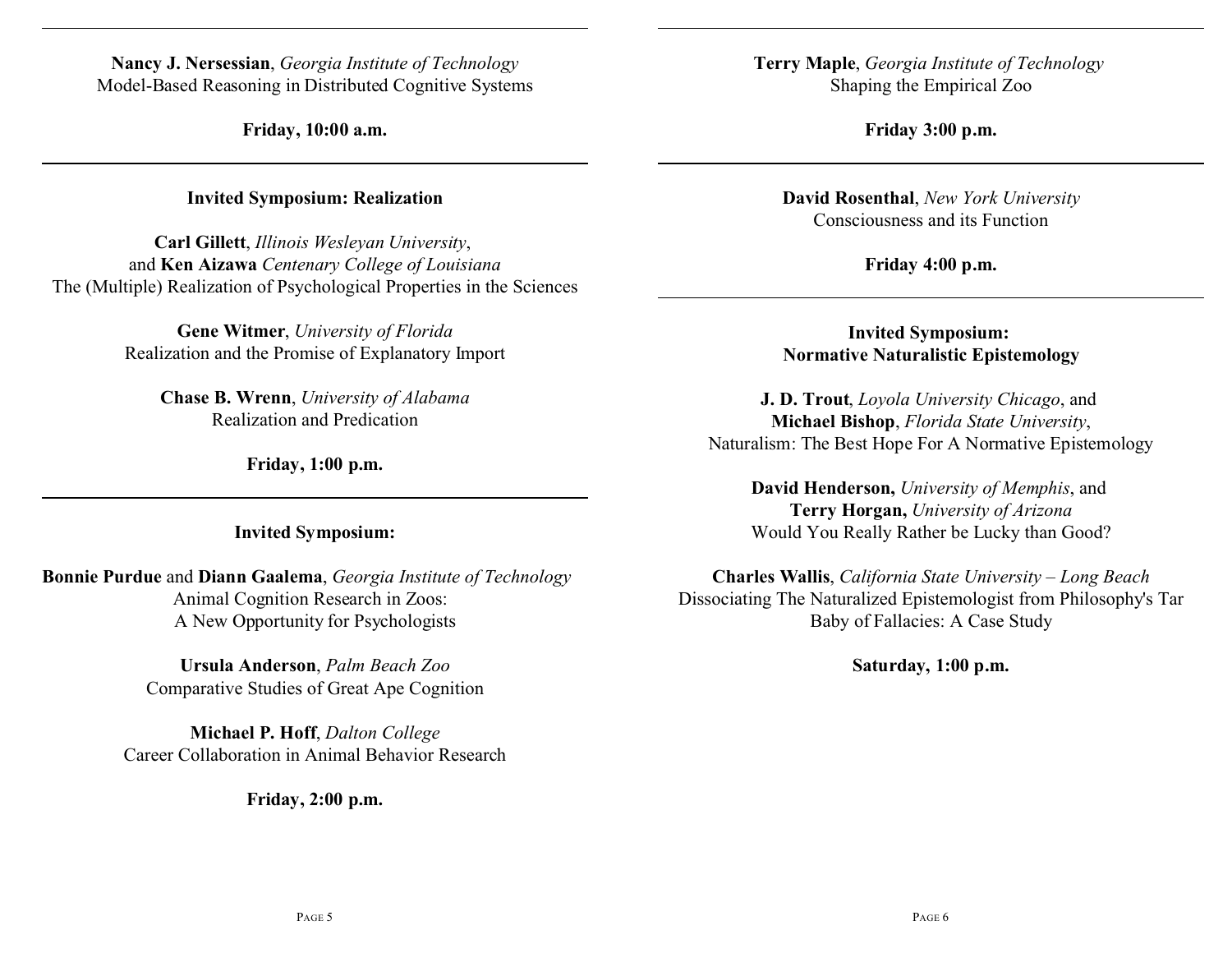---

**Nancy J. Nersessian**, *Georgia Institute of Technology*
Model-Based Reasoning in Distributed Cognitive Systems

**Friday, 10:00 a.m.**

---

**Invited Symposium: Realization**

**Carl Gillett**, *Illinois Wesleyan University*,
and **Ken Aizawa** *Centenary College of Louisiana*
The (Multiple) Realization of Psychological Properties in the Sciences

**Gene Witmer**, *University of Florida*
Realization and the Promise of Explanatory Import

**Chase B. Wrenn**, *University of Alabama*
Realization and Predication

**Friday, 1:00 p.m.**

---

**Invited Symposium:**

**Bonnie Purdue** and **Diann Gaalema**, *Georgia Institute of Technology*
Animal Cognition Research in Zoos:
A New Opportunity for Psychologists

**Ursula Anderson**, *Palm Beach Zoo*
Comparative Studies of Great Ape Cognition

**Michael P. Hoff**, *Dalton College*
Career Collaboration in Animal Behavior Research

**Friday, 2:00 p.m.**

---

**Terry Maple**, *Georgia Institute of Technology*
Shaping the Empirical Zoo

**Friday 3:00 p.m.**

---

**David Rosenthal**, *New York University*
Consciousness and its Function

**Friday 4:00 p.m.**

---

**Invited Symposium:**
**Normative Naturalistic Epistemology**

**J. D. Trout**, *Loyola University Chicago*, and
**Michael Bishop**, *Florida State University*,
Naturalism: The Best Hope For A Normative Epistemology

**David Henderson,** *University of Memphis*, and
**Terry Horgan,** *University of Arizona*
Would You Really Rather be Lucky than Good?

**Charles Wallis**, *California State University – Long Beach*
Dissociating The Naturalized Epistemologist from Philosophy's Tar Baby of Fallacies: A Case Study

**Saturday, 1:00 p.m.**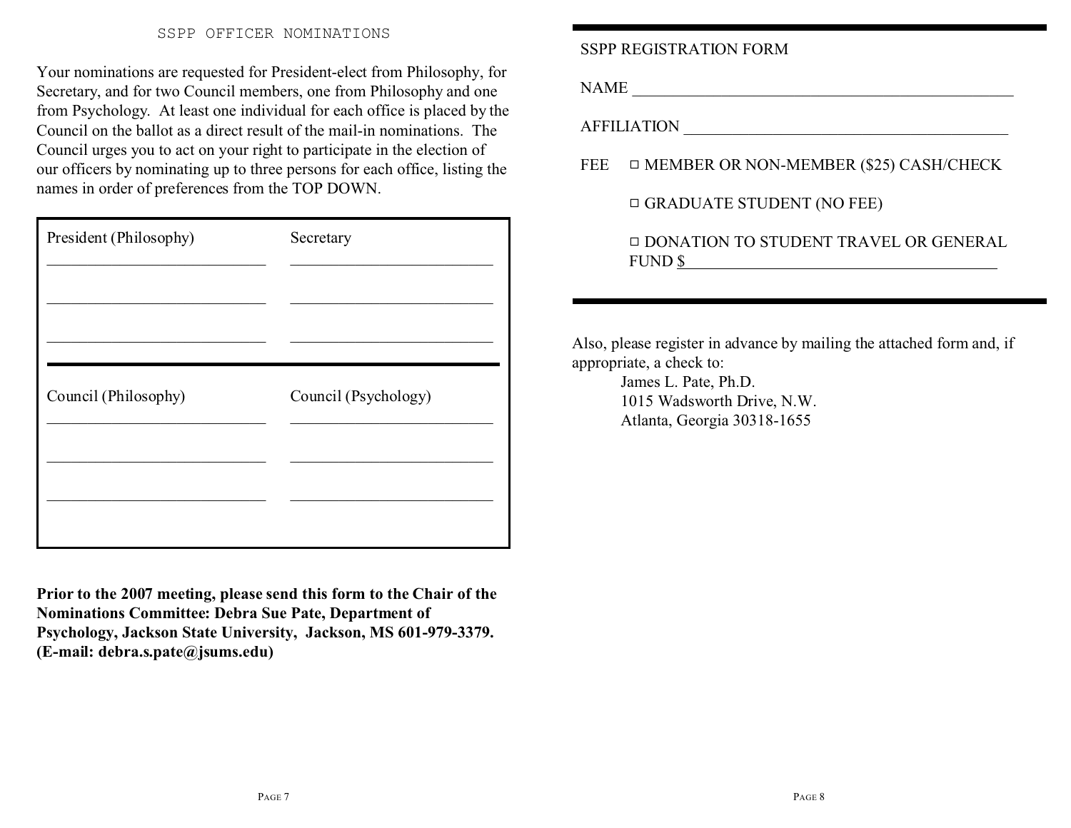## SSPP OFFICER NOMINATIONS

Your nominations are requested for President-elect from Philosophy, for Secretary, and for two Council members, one from Philosophy and one from Psychology. At least one individual for each office is placed by the Council on the ballot as a direct result of the mail-in nominations. The Council urges you to act on your right to participate in the election of our officers by nominating up to three persons for each office, listing the names in order of preferences from the TOP DOWN.

| President (Philosophy) | Secretary |
|---|---|
| ______________________ | ______________________ |
| ______________________ | ______________________ |
| ______________________ | ______________________ |
| **Council (Philosophy)** | **Council (Psychology)** |
| ______________________ | ______________________ |
| ______________________ | ______________________ |
| ______________________ | ______________________ |

**Prior to the 2007 meeting, please send this form to the Chair of the Nominations Committee: Debra Sue Pate, Department of Psychology, Jackson State University, Jackson, MS 601-979-3379. (E-mail: debra.s.pate@jsums.edu)**

---

## SSPP REGISTRATION FORM

NAME ______________________________________________

AFFILIATION ________________________________________

FEE
- ☐ MEMBER OR NON-MEMBER ($25) CASH/CHECK
- ☐ GRADUATE STUDENT (NO FEE)
- ☐ DONATION TO STUDENT TRAVEL OR GENERAL FUND $____________________________________

---

Also, please register in advance by mailing the attached form and, if appropriate, a check to:

James L. Pate, Ph.D.
1015 Wadsworth Drive, N.W.
Atlanta, Georgia 30318-1655